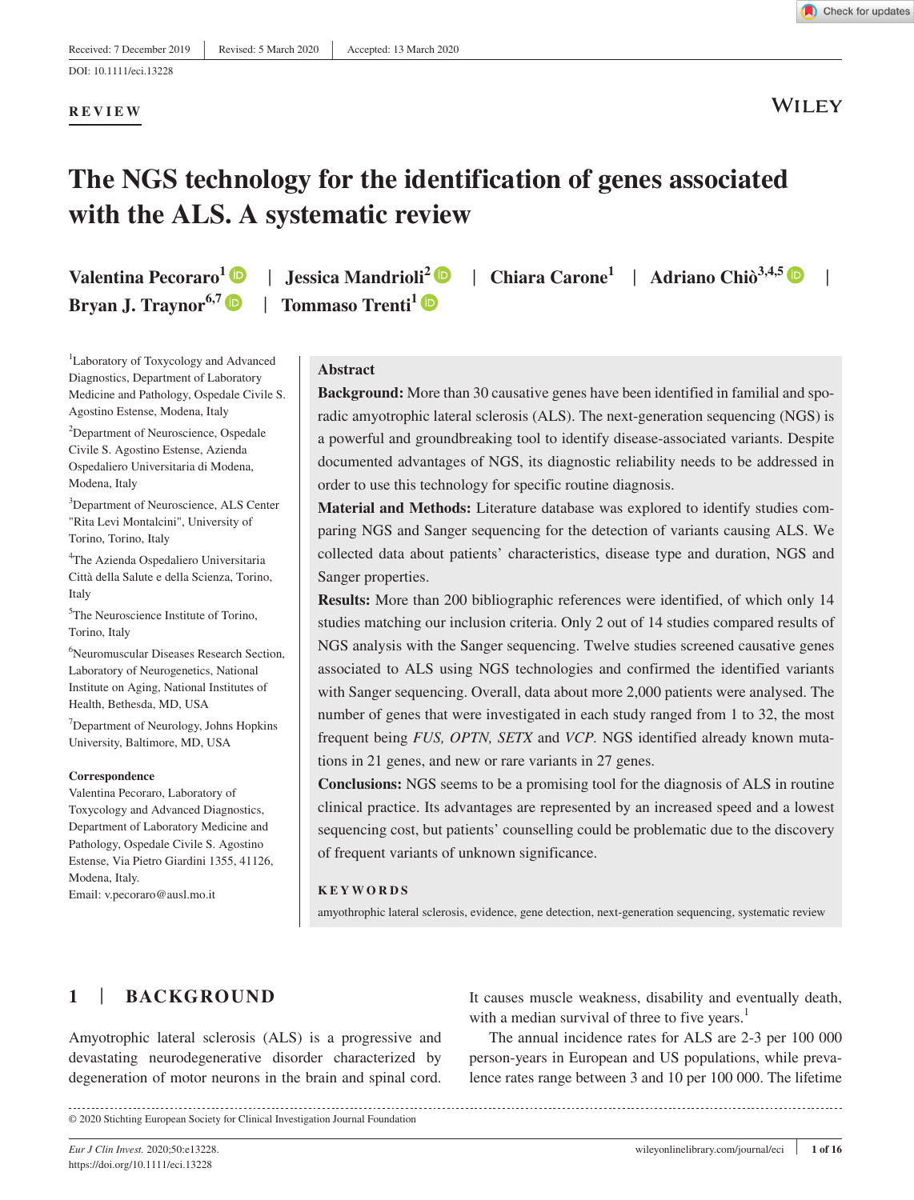Received: 7 December 2019 | Revised: 5 March 2020 | Accepted: 13 March 2020

DOI: 10.1111/eci.13228

**REVIEW**

# The NGS technology for the identification of genes associated with the ALS. A systematic review

**Valentina Pecoraro**[1] | **Jessica Mandrioli**[2] | **Chiara Carone**[1] | **Adriano Chiò**[3,4,5] | **Bryan J. Traynor**[6,7] | **Tommaso Trenti**[1]

[1]Laboratory of Toxycology and Advanced Diagnostics, Department of Laboratory Medicine and Pathology, Ospedale Civile S. Agostino Estense, Modena, Italy

[2]Department of Neuroscience, Ospedale Civile S. Agostino Estense, Azienda Ospedaliero Universitaria di Modena, Modena, Italy

[3]Department of Neuroscience, ALS Center "Rita Levi Montalcini", University of Torino, Torino, Italy

[4]The Azienda Ospedaliero Universitaria Città della Salute e della Scienza, Torino, Italy

[5]The Neuroscience Institute of Torino, Torino, Italy

[6]Neuromuscular Diseases Research Section, Laboratory of Neurogenetics, National Institute on Aging, National Institutes of Health, Bethesda, MD, USA

[7]Department of Neurology, Johns Hopkins University, Baltimore, MD, USA

**Correspondence**
Valentina Pecoraro, Laboratory of Toxycology and Advanced Diagnostics, Department of Laboratory Medicine and Pathology, Ospedale Civile S. Agostino Estense, Via Pietro Giardini 1355, 41126, Modena, Italy.
Email: v.pecoraro@ausl.mo.it

## Abstract

**Background:** More than 30 causative genes have been identified in familial and sporadic amyotrophic lateral sclerosis (ALS). The next-generation sequencing (NGS) is a powerful and groundbreaking tool to identify disease-associated variants. Despite documented advantages of NGS, its diagnostic reliability needs to be addressed in order to use this technology for specific routine diagnosis.

**Material and Methods:** Literature database was explored to identify studies comparing NGS and Sanger sequencing for the detection of variants causing ALS. We collected data about patients' characteristics, disease type and duration, NGS and Sanger properties.

**Results:** More than 200 bibliographic references were identified, of which only 14 studies matching our inclusion criteria. Only 2 out of 14 studies compared results of NGS analysis with the Sanger sequencing. Twelve studies screened causative genes associated to ALS using NGS technologies and confirmed the identified variants with Sanger sequencing. Overall, data about more 2,000 patients were analysed. The number of genes that were investigated in each study ranged from 1 to 32, the most frequent being *FUS, OPTN, SETX* and *VCP*. NGS identified already known mutations in 21 genes, and new or rare variants in 27 genes.

**Conclusions:** NGS seems to be a promising tool for the diagnosis of ALS in routine clinical practice. Its advantages are represented by an increased speed and a lowest sequencing cost, but patients' counselling could be problematic due to the discovery of frequent variants of unknown significance.

**KEYWORDS**

amyothrophic lateral sclerosis, evidence, gene detection, next-generation sequencing, systematic review

## 1 | BACKGROUND

Amyotrophic lateral sclerosis (ALS) is a progressive and devastating neurodegenerative disorder characterized by degeneration of motor neurons in the brain and spinal cord. It causes muscle weakness, disability and eventually death, with a median survival of three to five years.[1]

The annual incidence rates for ALS are 2-3 per 100 000 person-years in European and US populations, while prevalence rates range between 3 and 10 per 100 000. The lifetime

© 2020 Stichting European Society for Clinical Investigation Journal Foundation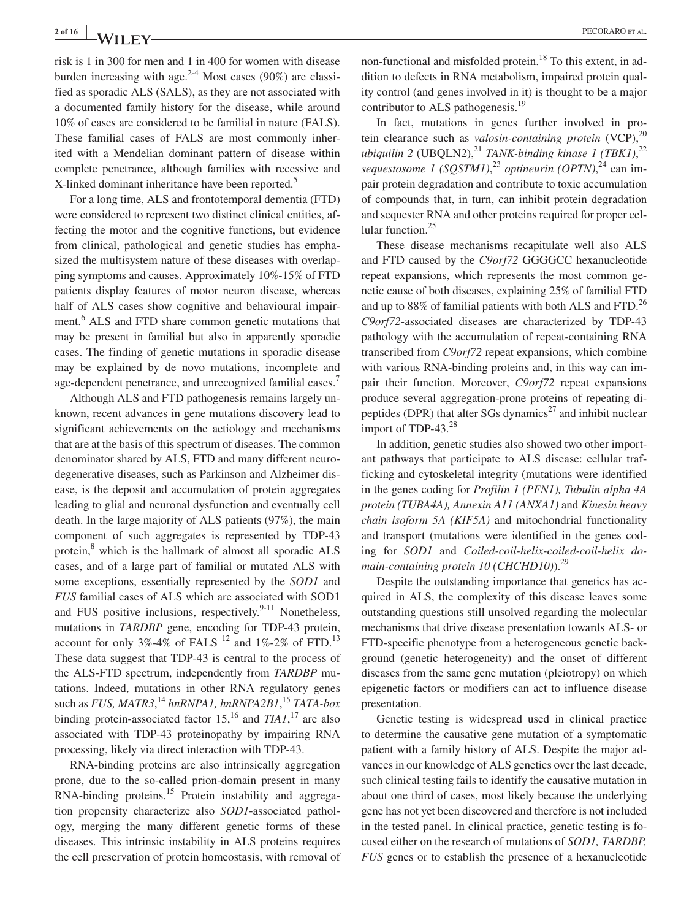risk is 1 in 300 for men and 1 in 400 for women with disease burden increasing with age.[2-4] Most cases (90%) are classified as sporadic ALS (SALS), as they are not associated with a documented family history for the disease, while around 10% of cases are considered to be familial in nature (FALS). These familial cases of FALS are most commonly inherited with a Mendelian dominant pattern of disease within complete penetrance, although families with recessive and X-linked dominant inheritance have been reported.[5]

For a long time, ALS and frontotemporal dementia (FTD) were considered to represent two distinct clinical entities, affecting the motor and the cognitive functions, but evidence from clinical, pathological and genetic studies has emphasized the multisystem nature of these diseases with overlapping symptoms and causes. Approximately 10%-15% of FTD patients display features of motor neuron disease, whereas half of ALS cases show cognitive and behavioural impairment.[6] ALS and FTD share common genetic mutations that may be present in familial but also in apparently sporadic cases. The finding of genetic mutations in sporadic disease may be explained by de novo mutations, incomplete and age-dependent penetrance, and unrecognized familial cases.[7]

Although ALS and FTD pathogenesis remains largely unknown, recent advances in gene mutations discovery lead to significant achievements on the aetiology and mechanisms that are at the basis of this spectrum of diseases. The common denominator shared by ALS, FTD and many different neurodegenerative diseases, such as Parkinson and Alzheimer disease, is the deposit and accumulation of protein aggregates leading to glial and neuronal dysfunction and eventually cell death. In the large majority of ALS patients (97%), the main component of such aggregates is represented by TDP-43 protein,[8] which is the hallmark of almost all sporadic ALS cases, and of a large part of familial or mutated ALS with some exceptions, essentially represented by the *SOD1* and *FUS* familial cases of ALS which are associated with SOD1 and FUS positive inclusions, respectively.[9-11] Nonetheless, mutations in *TARDBP* gene, encoding for TDP-43 protein, account for only 3%-4% of FALS [12] and 1%-2% of FTD.[13] These data suggest that TDP-43 is central to the process of the ALS-FTD spectrum, independently from *TARDBP* mutations. Indeed, mutations in other RNA regulatory genes such as *FUS, MATR3*,[14] *hnRNPA1, hnRNPA2B1*,[15] *TATA-box* binding protein-associated factor 15,[16] and *TIA1*,[17] are also associated with TDP-43 proteinopathy by impairing RNA processing, likely via direct interaction with TDP-43.

RNA-binding proteins are also intrinsically aggregation prone, due to the so-called prion-domain present in many RNA-binding proteins.[15] Protein instability and aggregation propensity characterize also *SOD1*-associated pathology, merging the many different genetic forms of these diseases. This intrinsic instability in ALS proteins requires the cell preservation of protein homeostasis, with removal of non-functional and misfolded protein.[18] To this extent, in addition to defects in RNA metabolism, impaired protein quality control (and genes involved in it) is thought to be a major contributor to ALS pathogenesis.[19]

In fact, mutations in genes further involved in protein clearance such as *valosin-containing protein* (VCP),[20] *ubiquilin 2* (UBQLN2),[21] *TANK-binding kinase 1 (TBK1)*,[22] *sequestosome 1 (SQSTM1)*,[23] *optineurin (OPTN)*,[24] can impair protein degradation and contribute to toxic accumulation of compounds that, in turn, can inhibit protein degradation and sequester RNA and other proteins required for proper cellular function.[25]

These disease mechanisms recapitulate well also ALS and FTD caused by the *C9orf72* GGGGCC hexanucleotide repeat expansions, which represents the most common genetic cause of both diseases, explaining 25% of familial FTD and up to 88% of familial patients with both ALS and FTD.[26] *C9orf72*-associated diseases are characterized by TDP-43 pathology with the accumulation of repeat-containing RNA transcribed from *C9orf72* repeat expansions, which combine with various RNA-binding proteins and, in this way can impair their function. Moreover, *C9orf72* repeat expansions produce several aggregation-prone proteins of repeating dipeptides (DPR) that alter SGs dynamics[27] and inhibit nuclear import of TDP-43.[28]

In addition, genetic studies also showed two other important pathways that participate to ALS disease: cellular trafficking and cytoskeletal integrity (mutations were identified in the genes coding for *Profilin 1 (PFN1), Tubulin alpha 4A protein (TUBA4A), Annexin A11 (ANXA1)* and *Kinesin heavy chain isoform 5A (KIF5A)* and mitochondrial functionality and transport (mutations were identified in the genes coding for *SOD1* and *Coiled-coil-helix-coiled-coil-helix domain-containing protein 10 (CHCHD10)*).[29]

Despite the outstanding importance that genetics has acquired in ALS, the complexity of this disease leaves some outstanding questions still unsolved regarding the molecular mechanisms that drive disease presentation towards ALS- or FTD-specific phenotype from a heterogeneous genetic background (genetic heterogeneity) and the onset of different diseases from the same gene mutation (pleiotropy) on which epigenetic factors or modifiers can act to influence disease presentation.

Genetic testing is widespread used in clinical practice to determine the causative gene mutation of a symptomatic patient with a family history of ALS. Despite the major advances in our knowledge of ALS genetics over the last decade, such clinical testing fails to identify the causative mutation in about one third of cases, most likely because the underlying gene has not yet been discovered and therefore is not included in the tested panel. In clinical practice, genetic testing is focused either on the research of mutations of *SOD1, TARDBP, FUS* genes or to establish the presence of a hexanucleotide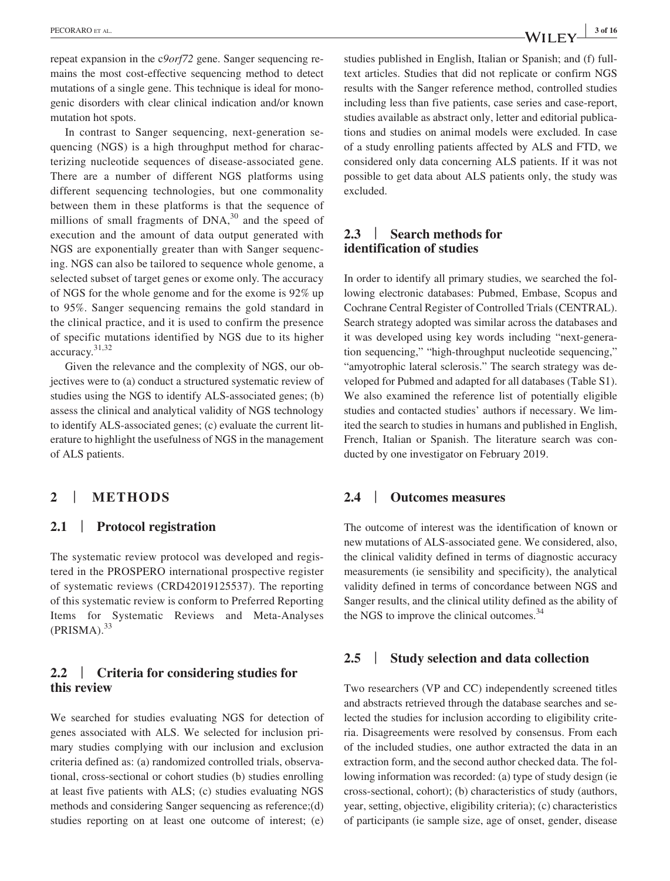repeat expansion in the *c9orf72* gene. Sanger sequencing remains the most cost-effective sequencing method to detect mutations of a single gene. This technique is ideal for monogenic disorders with clear clinical indication and/or known mutation hot spots.

In contrast to Sanger sequencing, next-generation sequencing (NGS) is a high throughput method for characterizing nucleotide sequences of disease-associated gene. There are a number of different NGS platforms using different sequencing technologies, but one commonality between them in these platforms is that the sequence of millions of small fragments of DNA,[30] and the speed of execution and the amount of data output generated with NGS are exponentially greater than with Sanger sequencing. NGS can also be tailored to sequence whole genome, a selected subset of target genes or exome only. The accuracy of NGS for the whole genome and for the exome is 92% up to 95%. Sanger sequencing remains the gold standard in the clinical practice, and it is used to confirm the presence of specific mutations identified by NGS due to its higher accuracy.[31,32]

Given the relevance and the complexity of NGS, our objectives were to (a) conduct a structured systematic review of studies using the NGS to identify ALS-associated genes; (b) assess the clinical and analytical validity of NGS technology to identify ALS-associated genes; (c) evaluate the current literature to highlight the usefulness of NGS in the management of ALS patients.

## 2 | METHODS

### 2.1 | Protocol registration

The systematic review protocol was developed and registered in the PROSPERO international prospective register of systematic reviews (CRD42019125537). The reporting of this systematic review is conform to Preferred Reporting Items for Systematic Reviews and Meta-Analyses (PRISMA).[33]

### 2.2 | Criteria for considering studies for this review

We searched for studies evaluating NGS for detection of genes associated with ALS. We selected for inclusion primary studies complying with our inclusion and exclusion criteria defined as: (a) randomized controlled trials, observational, cross-sectional or cohort studies (b) studies enrolling at least five patients with ALS; (c) studies evaluating NGS methods and considering Sanger sequencing as reference;(d) studies reporting on at least one outcome of interest; (e) studies published in English, Italian or Spanish; and (f) full-text articles. Studies that did not replicate or confirm NGS results with the Sanger reference method, controlled studies including less than five patients, case series and case-report, studies available as abstract only, letter and editorial publications and studies on animal models were excluded. In case of a study enrolling patients affected by ALS and FTD, we considered only data concerning ALS patients. If it was not possible to get data about ALS patients only, the study was excluded.

### 2.3 | Search methods for identification of studies

In order to identify all primary studies, we searched the following electronic databases: Pubmed, Embase, Scopus and Cochrane Central Register of Controlled Trials (CENTRAL). Search strategy adopted was similar across the databases and it was developed using key words including "next-generation sequencing," "high-throughput nucleotide sequencing," "amyotrophic lateral sclerosis." The search strategy was developed for Pubmed and adapted for all databases (Table S1). We also examined the reference list of potentially eligible studies and contacted studies' authors if necessary. We limited the search to studies in humans and published in English, French, Italian or Spanish. The literature search was conducted by one investigator on February 2019.

### 2.4 | Outcomes measures

The outcome of interest was the identification of known or new mutations of ALS-associated gene. We considered, also, the clinical validity defined in terms of diagnostic accuracy measurements (ie sensibility and specificity), the analytical validity defined in terms of concordance between NGS and Sanger results, and the clinical utility defined as the ability of the NGS to improve the clinical outcomes.[34]

### 2.5 | Study selection and data collection

Two researchers (VP and CC) independently screened titles and abstracts retrieved through the database searches and selected the studies for inclusion according to eligibility criteria. Disagreements were resolved by consensus. From each of the included studies, one author extracted the data in an extraction form, and the second author checked data. The following information was recorded: (a) type of study design (ie cross-sectional, cohort); (b) characteristics of study (authors, year, setting, objective, eligibility criteria); (c) characteristics of participants (ie sample size, age of onset, gender, disease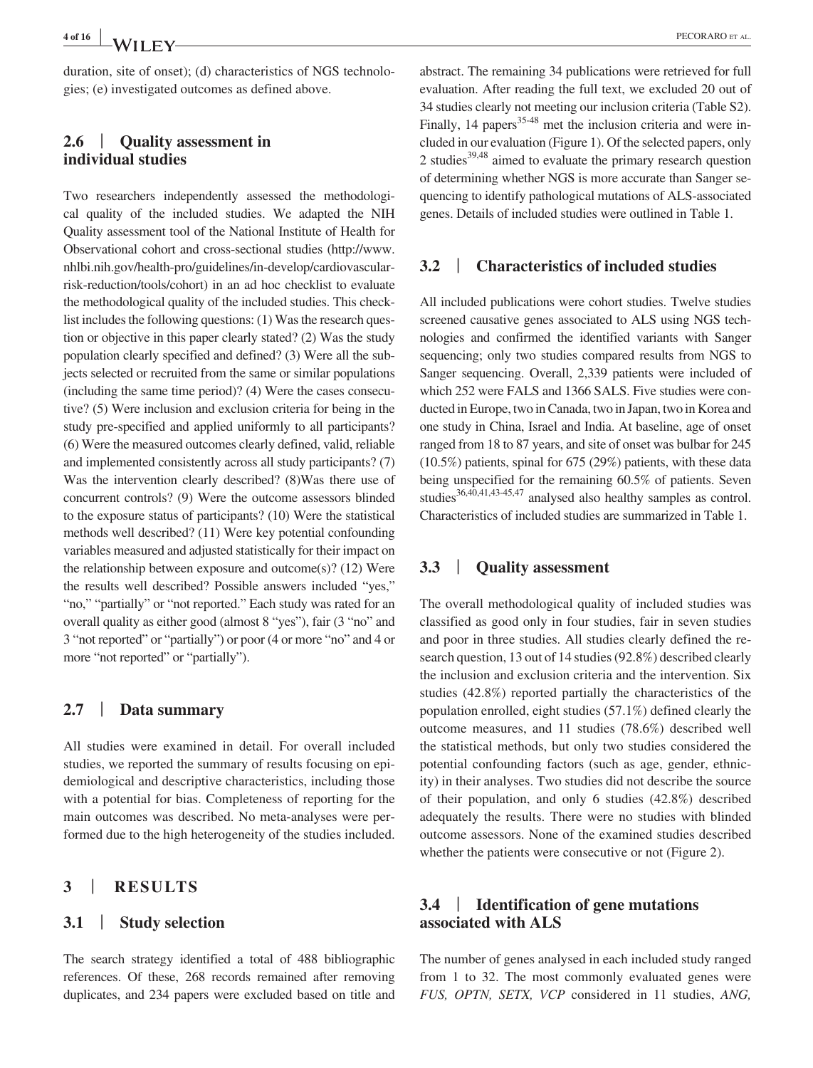duration, site of onset); (d) characteristics of NGS technologies; (e) investigated outcomes as defined above.

### 2.6 | Quality assessment in individual studies

Two researchers independently assessed the methodological quality of the included studies. We adapted the NIH Quality assessment tool of the National Institute of Health for Observational cohort and cross-sectional studies (http://www.nhlbi.nih.gov/health-pro/guidelines/in-develop/cardiovascular-risk-reduction/tools/cohort) in an ad hoc checklist to evaluate the methodological quality of the included studies. This checklist includes the following questions: (1) Was the research question or objective in this paper clearly stated? (2) Was the study population clearly specified and defined? (3) Were all the subjects selected or recruited from the same or similar populations (including the same time period)? (4) Were the cases consecutive? (5) Were inclusion and exclusion criteria for being in the study pre-specified and applied uniformly to all participants? (6) Were the measured outcomes clearly defined, valid, reliable and implemented consistently across all study participants? (7) Was the intervention clearly described? (8)Was there use of concurrent controls? (9) Were the outcome assessors blinded to the exposure status of participants? (10) Were the statistical methods well described? (11) Were key potential confounding variables measured and adjusted statistically for their impact on the relationship between exposure and outcome(s)? (12) Were the results well described? Possible answers included "yes," "no," "partially" or "not reported." Each study was rated for an overall quality as either good (almost 8 "yes"), fair (3 "no" and 3 "not reported" or "partially") or poor (4 or more "no" and 4 or more "not reported" or "partially").

### 2.7 | Data summary

All studies were examined in detail. For overall included studies, we reported the summary of results focusing on epidemiological and descriptive characteristics, including those with a potential for bias. Completeness of reporting for the main outcomes was described. No meta-analyses were performed due to the high heterogeneity of the studies included.

## 3 | RESULTS

### 3.1 | Study selection

The search strategy identified a total of 488 bibliographic references. Of these, 268 records remained after removing duplicates, and 234 papers were excluded based on title and abstract. The remaining 34 publications were retrieved for full evaluation. After reading the full text, we excluded 20 out of 34 studies clearly not meeting our inclusion criteria (Table S2). Finally, 14 papers[35-48] met the inclusion criteria and were included in our evaluation (Figure 1). Of the selected papers, only 2 studies[39,48] aimed to evaluate the primary research question of determining whether NGS is more accurate than Sanger sequencing to identify pathological mutations of ALS-associated genes. Details of included studies were outlined in Table 1.

### 3.2 | Characteristics of included studies

All included publications were cohort studies. Twelve studies screened causative genes associated to ALS using NGS technologies and confirmed the identified variants with Sanger sequencing; only two studies compared results from NGS to Sanger sequencing. Overall, 2,339 patients were included of which 252 were FALS and 1366 SALS. Five studies were conducted in Europe, two in Canada, two in Japan, two in Korea and one study in China, Israel and India. At baseline, age of onset ranged from 18 to 87 years, and site of onset was bulbar for 245 (10.5%) patients, spinal for 675 (29%) patients, with these data being unspecified for the remaining 60.5% of patients. Seven studies[36,40,41,43-45,47] analysed also healthy samples as control. Characteristics of included studies are summarized in Table 1.

### 3.3 | Quality assessment

The overall methodological quality of included studies was classified as good only in four studies, fair in seven studies and poor in three studies. All studies clearly defined the research question, 13 out of 14 studies (92.8%) described clearly the inclusion and exclusion criteria and the intervention. Six studies (42.8%) reported partially the characteristics of the population enrolled, eight studies (57.1%) defined clearly the outcome measures, and 11 studies (78.6%) described well the statistical methods, but only two studies considered the potential confounding factors (such as age, gender, ethnicity) in their analyses. Two studies did not describe the source of their population, and only 6 studies (42.8%) described adequately the results. There were no studies with blinded outcome assessors. None of the examined studies described whether the patients were consecutive or not (Figure 2).

### 3.4 | Identification of gene mutations associated with ALS

The number of genes analysed in each included study ranged from 1 to 32. The most commonly evaluated genes were *FUS, OPTN, SETX, VCP* considered in 11 studies, *ANG,*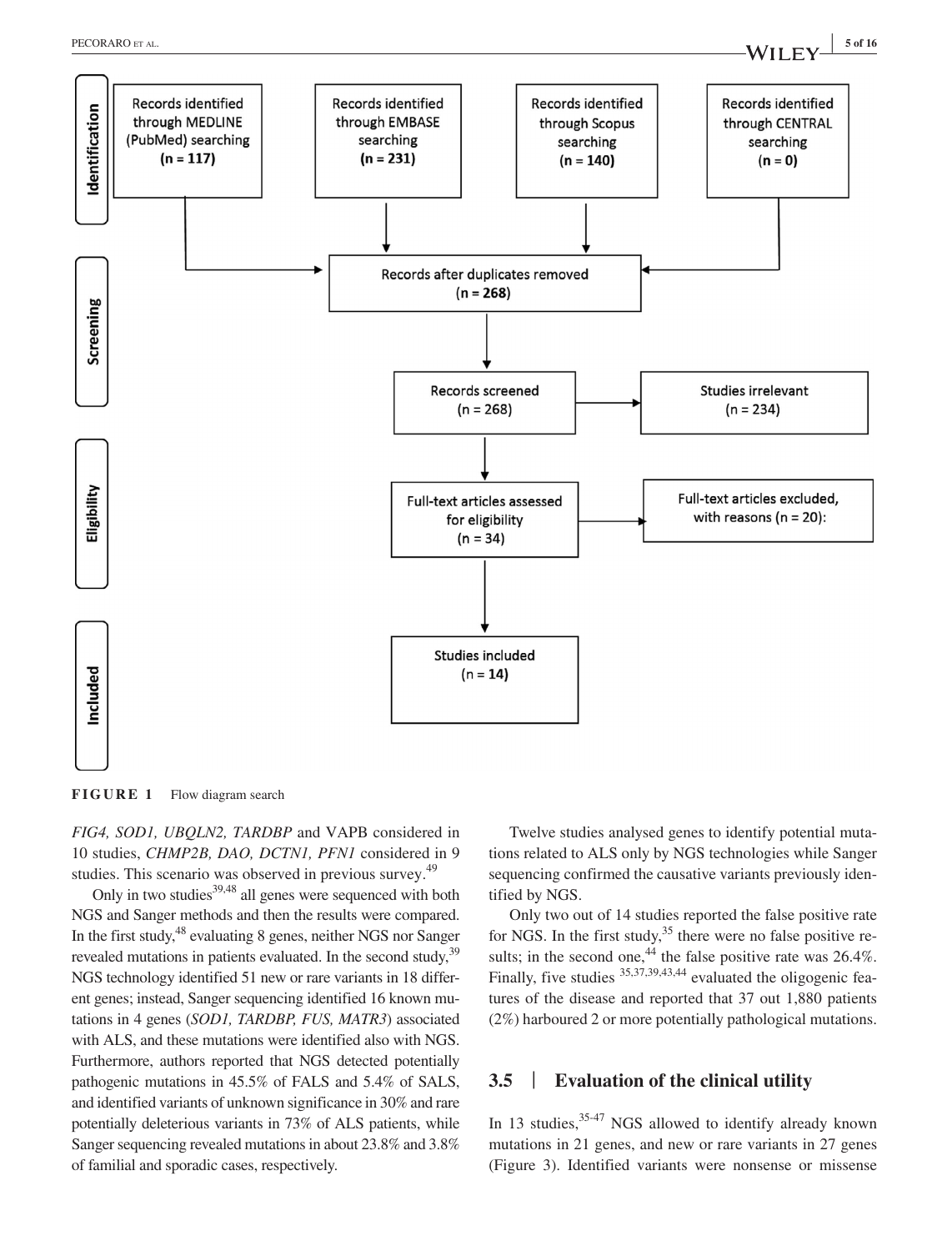Identification

Records identified through MEDLINE (PubMed) searching (**n = 117**)

Records identified through EMBASE searching (**n = 231**)

Records identified through Scopus searching (**n = 140**)

Records identified through CENTRAL searching (**n = 0**)

Screening

Records after duplicates removed (**n = 268**)

Records screened (n = 268)

Studies irrelevant (n = 234)

Eligibility

Full-text articles assessed for eligibility (n = 34)

Full-text articles excluded, with reasons (n = 20):

Included

**Studies included** (n = **14**)

**FIGURE 1** Flow diagram search

*FIG4, SOD1, UBQLN2, TARDBP* and VAPB considered in 10 studies, *CHMP2B, DAO, DCTN1, PFN1* considered in 9 studies. This scenario was observed in previous survey.[49]

Only in two studies[39,48] all genes were sequenced with both NGS and Sanger methods and then the results were compared. In the first study,[48] evaluating 8 genes, neither NGS nor Sanger revealed mutations in patients evaluated. In the second study,[39] NGS technology identified 51 new or rare variants in 18 different genes; instead, Sanger sequencing identified 16 known mutations in 4 genes (*SOD1, TARDBP, FUS, MATR3*) associated with ALS, and these mutations were identified also with NGS. Furthermore, authors reported that NGS detected potentially pathogenic mutations in 45.5% of FALS and 5.4% of SALS, and identified variants of unknown significance in 30% and rare potentially deleterious variants in 73% of ALS patients, while Sanger sequencing revealed mutations in about 23.8% and 3.8% of familial and sporadic cases, respectively.

Twelve studies analysed genes to identify potential mutations related to ALS only by NGS technologies while Sanger sequencing confirmed the causative variants previously identified by NGS.

Only two out of 14 studies reported the false positive rate for NGS. In the first study,[35] there were no false positive results; in the second one,[44] the false positive rate was 26.4%. Finally, five studies [35,37,39,43,44] evaluated the oligogenic features of the disease and reported that 37 out 1,880 patients (2%) harboured 2 or more potentially pathological mutations.

## 3.5 | Evaluation of the clinical utility

In 13 studies,[35-47] NGS allowed to identify already known mutations in 21 genes, and new or rare variants in 27 genes (Figure 3). Identified variants were nonsense or missense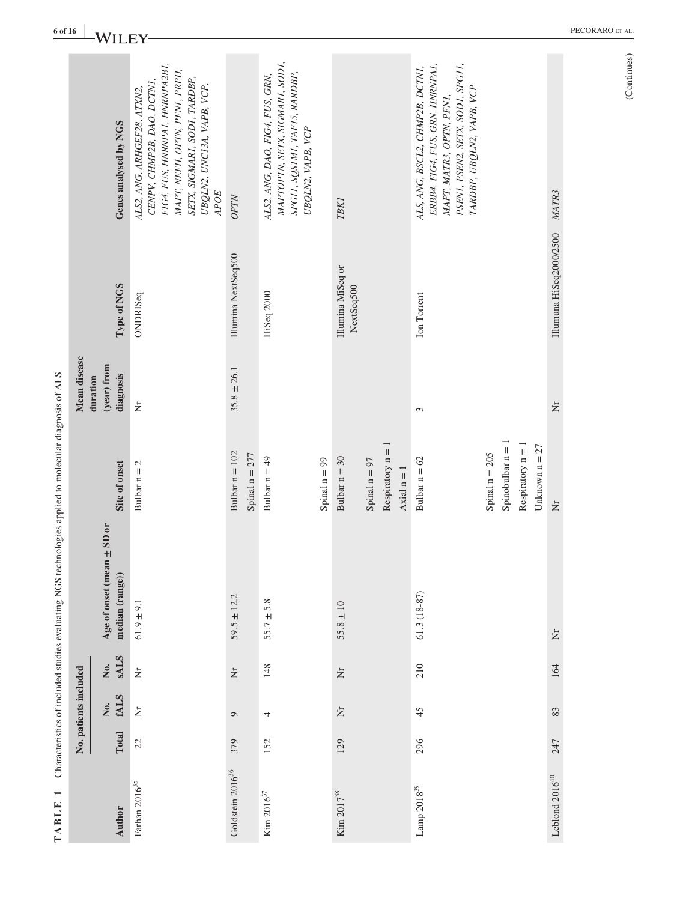**TABLE 1** Characteristics of included studies evaluating NGS technologies applied to molecular diagnosis of ALS

| Author | No. patients included | | | Age of onset (mean ± SD or median (range)) | Site of onset | Mean disease duration (year) from diagnosis | Type of NGS | Genes analysed by NGS |
|---|---|---|---|---|---|---|---|---|
| | Total | No. fALS | No. sALS | | | | | |
| Farhan 2016[35] | 22 | Nr | Nr | 61.9 ± 9.1 | Bulbar n = 2 | Nr | ONDRISeq | *ALS2, ANG, ARHGEF28, ATXN2, CENPV, CHMP2B, DAO, DCTN1, FIG4, FUS, HNRNPA1, HNRNPA2B1, MAPT, NEFH, OPTN, PFN1, PRPH, SETX, SIGMAR1, SOD1, TARDBP, UBQLN2, UNC13A, VAPB, VCP, APOE* |
| Goldstein 2016[36] | 379 | 9 | Nr | 59.5 ± 12.2 | Bulbar n = 102<br>Spinal n = 277 | 35.8 ± 26.1 | Illumina NextSeq500 | *OPTN* |
| Kim 2016[37] | 152 | 4 | 148 | 55.7 ± 5.8 | Bulbar n = 49<br>Spinal n = 99 | | HiSeq 2000 | *ALS2, ANG, DAO, FIG4, FUS, GRN, MAPTOPTN, SETX, SIGMAR1, SOD1, SPG11, SQSTM1, TAF15, RARDBP, UBQLN2, VAPB, VCP* |
| Kim 2017[38] | 129 | Nr | Nr | 55.8 ± 10 | Bulbar n = 30<br>Spinal n = 97<br>Respiratory n = 1<br>Axial n = 1 | | Illumina MiSeq or NextSeq500 | *TBK1* |
| Lamp 2018[39] | 296 | 45 | 210 | 61.3 (18-87) | Bulbar n = 62<br>Spinal n = 205<br>Spinobulbar n = 1<br>Respiratory n = 1<br>Unknown n = 27 | 3 | Ion Torrent | *ALS, ANG, BSCL2, CHMP2B, DCTN1, ERBB4, FIG4, FUS, GRN, HNRNPA1, MAPT, MATR3, OPTN, PFN1, PSEN1, PSEN2, SETX, SOD1, SPG11, TARDBP, UBQLN2, VAPB, VCP* |
| Leblond 2016[40] | 247 | 83 | 164 | Nr | Nr | Nr | Illumuna HiSeq2000/2500 | *MATR3* |

(Continues)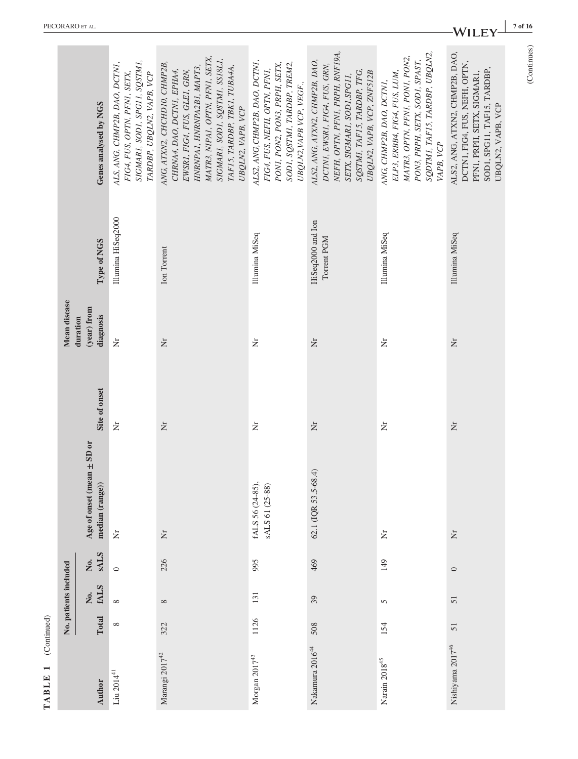**TABLE 1** (Continued)

| Author | No. patients included | | | Age of onset (mean ± SD or median (range)) | Site of onset | Mean disease duration (year) from diagnosis | Type of NGS | Genes analysed by NGS |
|---|---|---|---|---|---|---|---|---|
| | Total | No. fALS | No. sALS | | | | | |
| Liu 2014[41] | 8 | 8 | 0 | Nr | Nr | Nr | Illumina HiSeq2000 | *ALS, ANG, CHMP2B, DAO, DCTN1, FIG4, FUS, OPTN, PFN1, SETX, SIGMAR1, SOD1, SPG11, SQSTM1, TARDBP, UBQLN2, VAPB, VCP* |
| Marangi 2017[42] | 322 | 8 | 226 | Nr | Nr | Nr | Ion Torrent | *ANG, ATXN2, CHCHD10, CHMP2B, CHRNA4, DAO, DCTN1, EPHA4, EWSR1, FIG4, FUS, GLE1, GRN, HNRNPA1, HNRNPA2B1, MAPT3, MATR3, NIPA1, OPTN, PFN1, SETX, SIGMAR1, SOD1, SQSTM1, SS18L1, TAF15, TARDBP, TBK1, TUBA4A, UBQLN2, VAPB, VCP* |
| Morgan 2017[43] | 1126 | 131 | 995 | fALS 56 (24-85), sALS 61 (25-88) | Nr | Nr | Illumina MiSeq | *ALS2, ANG, CHMP2B, DAO, DCTN1, FIG4, FUS, NEFH, OPTN, PFN1, PON1, PON2, PON3, PRPH, SETX, SOD1, SQSTM1, TARDBP, TREM2, UBQLN2, VAPB VCP, VEGF.,* |
| Nakamura 2016[44] | 508 | 39 | 469 | 62.1 (IQR 53.5-68.4) | Nr | Nr | HiSeq2000 and Ion Torrent PGM | *ALS2, ANG, ATXN2, CHMP2B, DAO, DCTN1, EWSR1, FIG4, FUS, GRN, NEFH, OPTN, PFN1, PRPH, RNF19A, SETX, SIGMAR1, SOD1, SPG11, SQSTM1, TAF15, TARDBP, TFG, UBQLN2, VAPB, VCP, ZNF512B* |
| Narain 2018[45] | 154 | 5 | 149 | Nr | Nr | Nr | Illumina MiSeq | *ANG, CHMP2B, DAO, DCTN1, ELP3, ERBB4, FIG4, FUS, LUM, MATR3, OPTN, PFN1, PON1, PON2, PON3, PRPH, SETX, SOD1, SPAST, SQDTM1, TAF15, TARDBP, UBQLN2, VAPB, VCP* |
| Nishiyama 2017[46] | 51 | 51 | 0 | Nr | Nr | Nr | Illumina MiSeq | ALS2, ANG, ATXN2, CHMP2B, DAO, DCTN1, FIG4, FUS, NEFH, OPTN, PFN1, PRPH, SETX, SIGMAR1, SOD1, SPG11, TAF15, TARDBP, UBQLN2, VAPB, VCP |

(Continues)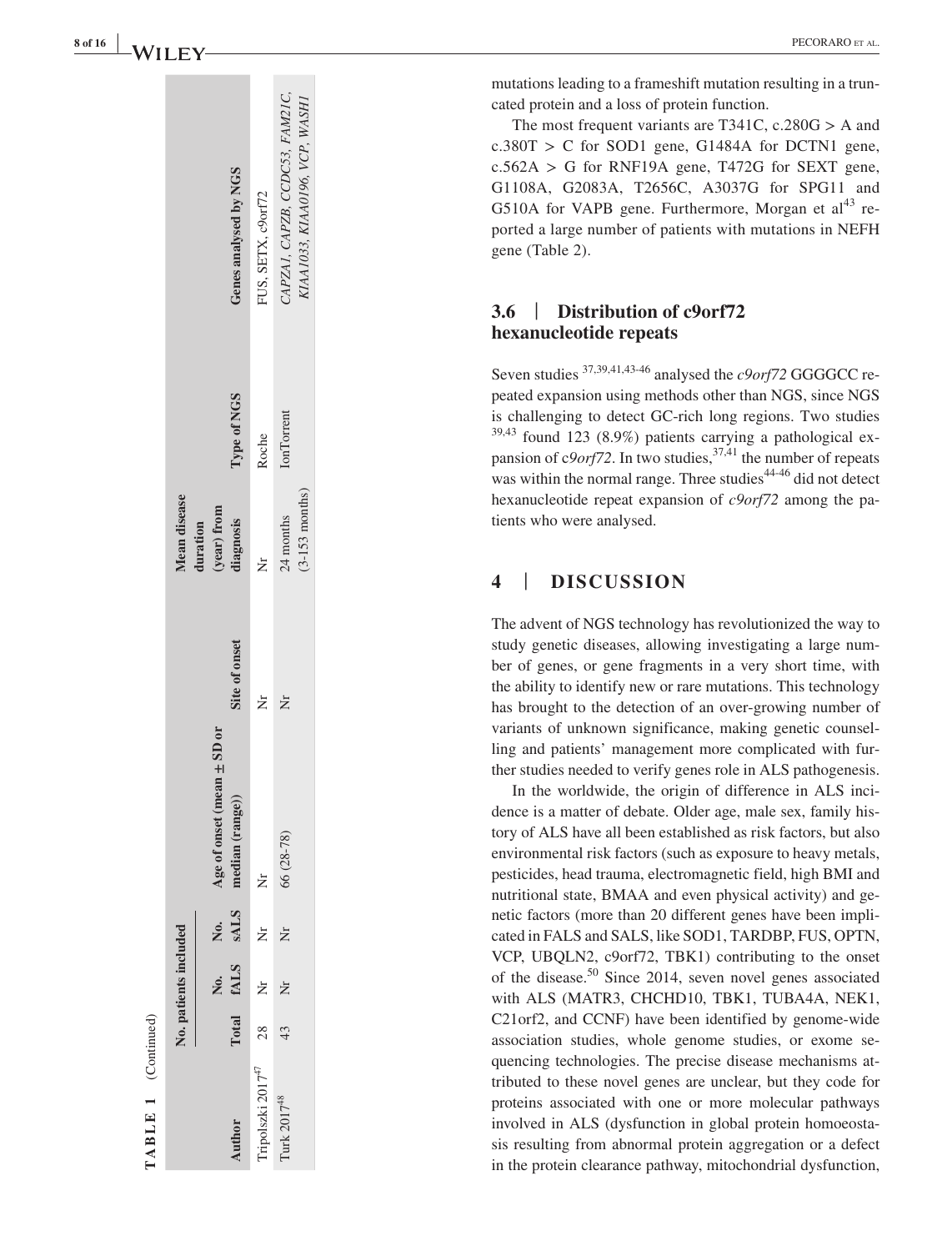**TABLE 1** (Continued)

| Author | No. patients included | | | Age of onset (mean ± SD or median (range)) | Site of onset | Mean disease duration (year) from diagnosis | Type of NGS | Genes analysed by NGS |
|---|---|---|---|---|---|---|---|---|
| | Total | No. fALS | No. sALS | | | | | |
| Tripolszki 2017[47] | 28 | Nr | Nr | Nr | Nr | Nr | Roche | FUS, SETX, c9orf72 |
| Turk 2017[48] | 43 | Nr | Nr | 66 (28-78) | Nr | 24 months (3-153 months) | IonTorrent | *CAPZA1, CAPZB, CCDC53, FAM21C, KIAA1033, KIAA0196, VCP, WASH1* |

mutations leading to a frameshift mutation resulting in a truncated protein and a loss of protein function.

The most frequent variants are T341C, c.280G > A and c.380T > C for SOD1 gene, G1484A for DCTN1 gene, c.562A > G for RNF19A gene, T472G for SEXT gene, G1108A, G2083A, T2656C, A3037G for SPG11 and G510A for VAPB gene. Furthermore, Morgan et al[43] reported a large number of patients with mutations in NEFH gene (Table 2).

### 3.6 | Distribution of c9orf72 hexanucleotide repeats

Seven studies [37,39,41,43-46] analysed the *c9orf72* GGGGCC repeated expansion using methods other than NGS, since NGS is challenging to detect GC-rich long regions. Two studies [39,43] found 123 (8.9%) patients carrying a pathological expansion of c*9orf72*. In two studies,[37,41] the number of repeats was within the normal range. Three studies[44-46] did not detect hexanucleotide repeat expansion of *c9orf72* among the patients who were analysed.

## 4 | DISCUSSION

The advent of NGS technology has revolutionized the way to study genetic diseases, allowing investigating a large number of genes, or gene fragments in a very short time, with the ability to identify new or rare mutations. This technology has brought to the detection of an over-growing number of variants of unknown significance, making genetic counselling and patients' management more complicated with further studies needed to verify genes role in ALS pathogenesis.

In the worldwide, the origin of difference in ALS incidence is a matter of debate. Older age, male sex, family history of ALS have all been established as risk factors, but also environmental risk factors (such as exposure to heavy metals, pesticides, head trauma, electromagnetic field, high BMI and nutritional state, BMAA and even physical activity) and genetic factors (more than 20 different genes have been implicated in FALS and SALS, like SOD1, TARDBP, FUS, OPTN, VCP, UBQLN2, c9orf72, TBK1) contributing to the onset of the disease.[50] Since 2014, seven novel genes associated with ALS (MATR3, CHCHD10, TBK1, TUBA4A, NEK1, C21orf2, and CCNF) have been identified by genome-wide association studies, whole genome studies, or exome sequencing technologies. The precise disease mechanisms attributed to these novel genes are unclear, but they code for proteins associated with one or more molecular pathways involved in ALS (dysfunction in global protein homoeostasis resulting from abnormal protein aggregation or a defect in the protein clearance pathway, mitochondrial dysfunction,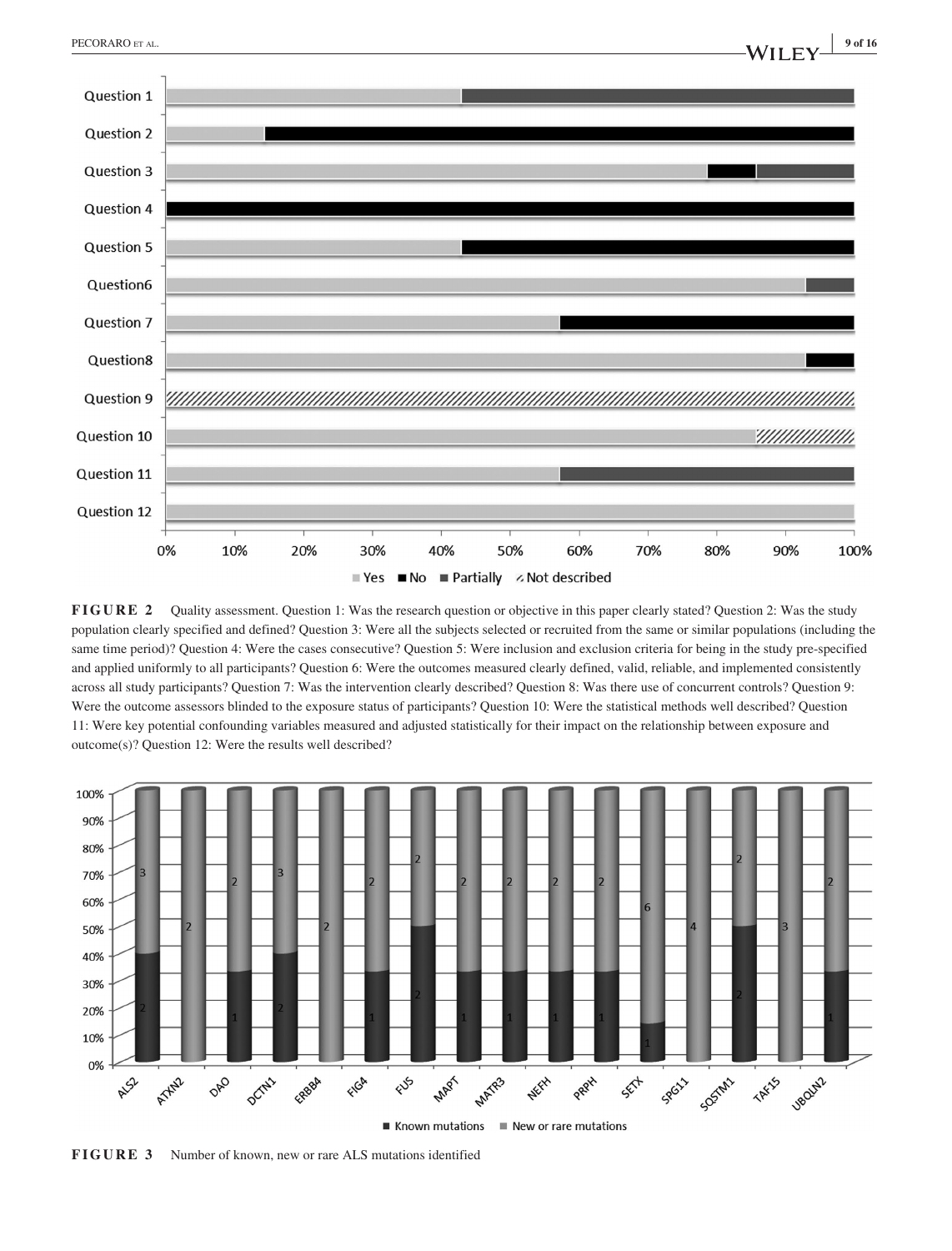**FIGURE 2** Quality assessment. Question 1: Was the research question or objective in this paper clearly stated? Question 2: Was the study population clearly specified and defined? Question 3: Were all the subjects selected or recruited from the same or similar populations (including the same time period)? Question 4: Were the cases consecutive? Question 5: Were inclusion and exclusion criteria for being in the study pre-specified and applied uniformly to all participants? Question 6: Were the outcomes measured clearly defined, valid, reliable, and implemented consistently across all study participants? Question 7: Was the intervention clearly described? Question 8: Was there use of concurrent controls? Question 9: Were the outcome assessors blinded to the exposure status of participants? Question 10: Were the statistical methods well described? Question 11: Were key potential confounding variables measured and adjusted statistically for their impact on the relationship between exposure and outcome(s)? Question 12: Were the results well described?

**FIGURE 3** Number of known, new or rare ALS mutations identified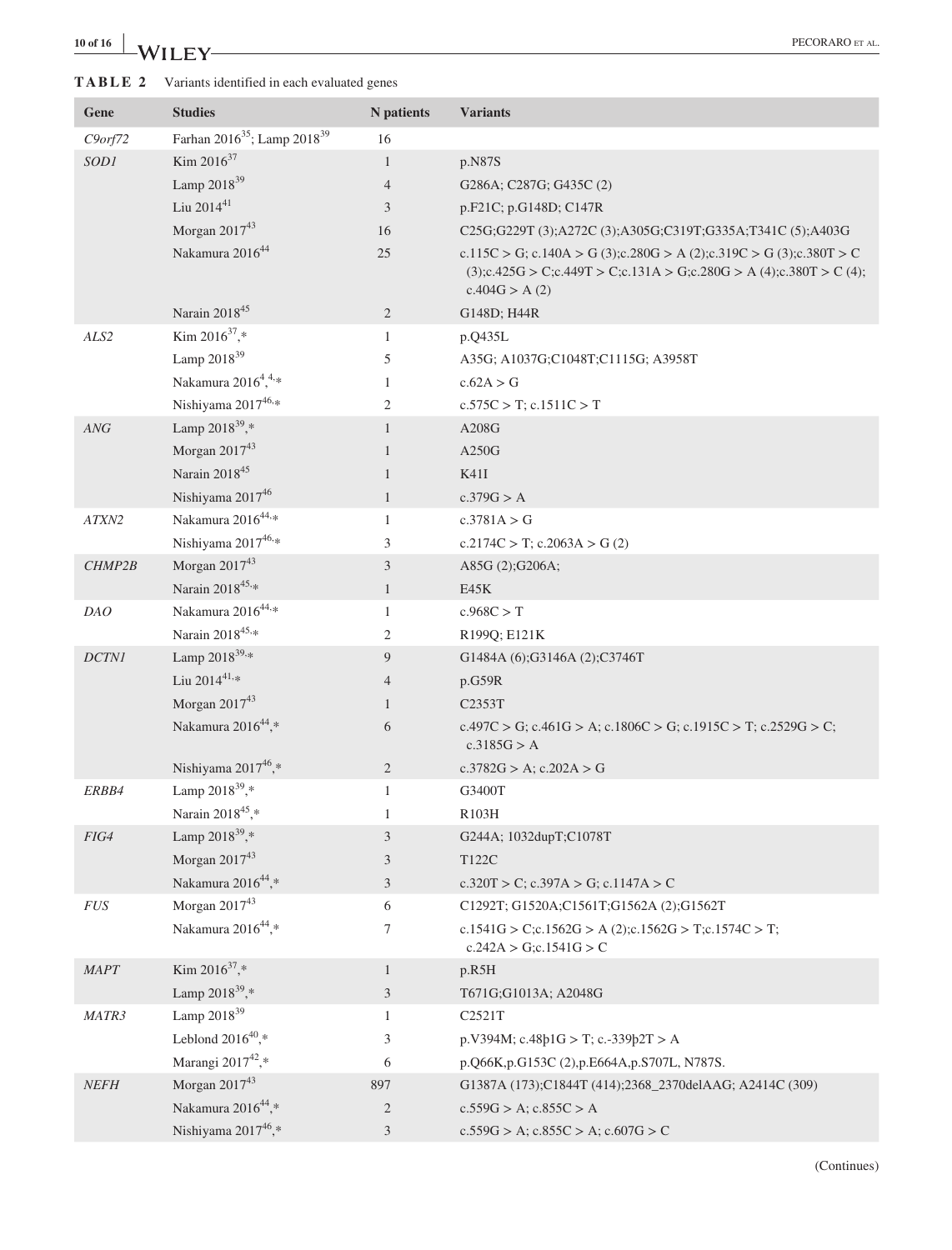**TABLE 2** Variants identified in each evaluated genes

| Gene | Studies | N patients | Variants |
|---|---|---|---|
| *C9orf72* | Farhan 2016[35]; Lamp 2018[39] | 16 | |
| *SOD1* | Kim 2016[37] | 1 | p.N87S |
| | Lamp 2018[39] | 4 | G286A; C287G; G435C (2) |
| | Liu 2014[41] | 3 | p.F21C; p.G148D; C147R |
| | Morgan 2017[43] | 16 | C25G;G229T (3);A272C (3);A305G;C319T;G335A;T341C (5);A403G |
| | Nakamura 2016[44] | 25 | c.115C > G; c.140A > G (3);c.280G > A (2);c.319C > G (3);c.380T > C (3);c.425G > C;c.449T > C;c.131A > G;c.280G > A (4);c.380T > C (4); c.404G > A (2) |
| | Narain 2018[45] | 2 | G148D; H44R |
| *ALS2* | Kim 2016[37],* | 1 | p.Q435L |
| | Lamp 2018[39] | 5 | A35G; A1037G;C1048T;C1115G; A3958T |
| | Nakamura 2016[4,4,]* | 1 | c.62A > G |
| | Nishiyama 2017[46,]* | 2 | c.575C > T; c.1511C > T |
| *ANG* | Lamp 2018[39],* | 1 | A208G |
| | Morgan 2017[43] | 1 | A250G |
| | Narain 2018[45] | 1 | K41I |
| | Nishiyama 2017[46] | 1 | c.379G > A |
| *ATXN2* | Nakamura 2016[44,]* | 1 | c.3781A > G |
| | Nishiyama 2017[46,]* | 3 | c.2174C > T; c.2063A > G (2) |
| *CHMP2B* | Morgan 2017[43] | 3 | A85G (2);G206A; |
| | Narain 2018[45,]* | 1 | E45K |
| *DAO* | Nakamura 2016[44,]* | 1 | c.968C > T |
| | Narain 2018[45,]* | 2 | R199Q; E121K |
| *DCTN1* | Lamp 2018[39,]* | 9 | G1484A (6);G3146A (2);C3746T |
| | Liu 2014[41,]* | 4 | p.G59R |
| | Morgan 2017[43] | 1 | C2353T |
| | Nakamura 2016[44],* | 6 | c.497C > G; c.461G > A; c.1806C > G; c.1915C > T; c.2529G > C; c.3185G > A |
| | Nishiyama 2017[46],* | 2 | c.3782G > A; c.202A > G |
| *ERBB4* | Lamp 2018[39],* | 1 | G3400T |
| | Narain 2018[45],* | 1 | R103H |
| *FIG4* | Lamp 2018[39],* | 3 | G244A; 1032dupT;C1078T |
| | Morgan 2017[43] | 3 | T122C |
| | Nakamura 2016[44],* | 3 | c.320T > C; c.397A > G; c.1147A > C |
| *FUS* | Morgan 2017[43] | 6 | C1292T; G1520A;C1561T;G1562A (2);G1562T |
| | Nakamura 2016[44],* | 7 | c.1541G > C;c.1562G > A (2);c.1562G > T;c.1574C > T; c.242A > G;c.1541G > C |
| *MAPT* | Kim 2016[37],* | 1 | p.R5H |
| | Lamp 2018[39],* | 3 | T671G;G1013A; A2048G |
| *MATR3* | Lamp 2018[39] | 1 | C2521T |
| | Leblond 2016[40],* | 3 | p.V394M; c.48þ1G > T; c.-339þ2T > A |
| | Marangi 2017[42],* | 6 | p.Q66K,p.G153C (2),p.E664A,p.S707L, N787S. |
| *NEFH* | Morgan 2017[43] | 897 | G1387A (173);C1844T (414);2368_2370delAAG; A2414C (309) |
| | Nakamura 2016[44],* | 2 | c.559G > A; c.855C > A |
| | Nishiyama 2017[46],* | 3 | c.559G > A; c.855C > A; c.607G > C |

(Continues)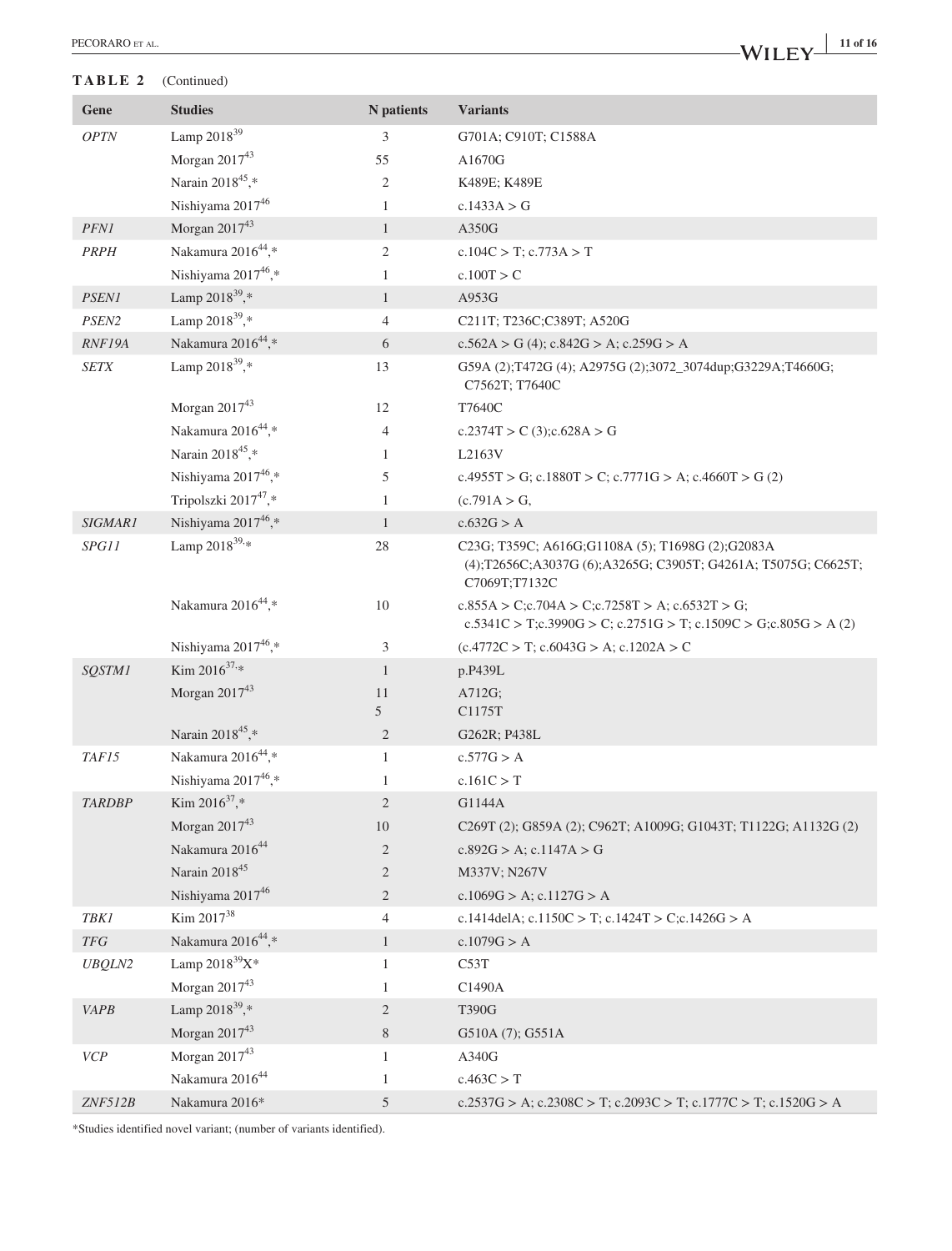**TABLE 2** (Continued)

| Gene | Studies | N patients | Variants |
|---|---|---|---|
| *OPTN* | Lamp 2018[39] | 3 | G701A; C910T; C1588A |
| | Morgan 2017[43] | 55 | A1670G |
| | Narain 2018[45],* | 2 | K489E; K489E |
| | Nishiyama 2017[46] | 1 | c.1433A > G |
| *PFN1* | Morgan 2017[43] | 1 | A350G |
| *PRPH* | Nakamura 2016[44],* | 2 | c.104C > T; c.773A > T |
| | Nishiyama 2017[46],* | 1 | c.100T > C |
| *PSEN1* | Lamp 2018[39],* | 1 | A953G |
| *PSEN2* | Lamp 2018[39],* | 4 | C211T; T236C;C389T; A520G |
| *RNF19A* | Nakamura 2016[44],* | 6 | c.562A > G (4); c.842G > A; c.259G > A |
| *SETX* | Lamp 2018[39],* | 13 | G59A (2);T472G (4); A2975G (2);3072_3074dup;G3229A;T4660G; C7562T; T7640C |
| | Morgan 2017[43] | 12 | T7640C |
| | Nakamura 2016[44],* | 4 | c.2374T > C (3);c.628A > G |
| | Narain 2018[45],* | 1 | L2163V |
| | Nishiyama 2017[46],* | 5 | c.4955T > G; c.1880T > C; c.7771G > A; c.4660T > G (2) |
| | Tripolszki 2017[47],* | 1 | (c.791A > G, |
| *SIGMAR1* | Nishiyama 2017[46],* | 1 | c.632G > A |
| *SPG11* | Lamp 2018[39],* | 28 | C23G; T359C; A616G;G1108A (5); T1698G (2);G2083A (4);T2656C;A3037G (6);A3265G; C3905T; G4261A; T5075G; C6625T; C7069T;T7132C |
| | Nakamura 2016[44],* | 10 | c.855A > C;c.704A > C;c.7258T > A; c.6532T > G; c.5341C > T;c.3990G > C; c.2751G > T; c.1509C > G;c.805G > A (2) |
| | Nishiyama 2017[46],* | 3 | (c.4772C > T; c.6043G > A; c.1202A > C |
| *SQSTM1* | Kim 2016[37],* | 1 | p.P439L |
| | Morgan 2017[43] | 11<br>5 | A712G;<br>C1175T |
| | Narain 2018[45],* | 2 | G262R; P438L |
| *TAF15* | Nakamura 2016[44],* | 1 | c.577G > A |
| | Nishiyama 2017[46],* | 1 | c.161C > T |
| *TARDBP* | Kim 2016[37],* | 2 | G1144A |
| | Morgan 2017[43] | 10 | C269T (2); G859A (2); C962T; A1009G; G1043T; T1122G; A1132G (2) |
| | Nakamura 2016[44] | 2 | c.892G > A; c.1147A > G |
| | Narain 2018[45] | 2 | M337V; N267V |
| | Nishiyama 2017[46] | 2 | c.1069G > A; c.1127G > A |
| *TBK1* | Kim 2017[38] | 4 | c.1414delA; c.1150C > T; c.1424T > C;c.1426G > A |
| *TFG* | Nakamura 2016[44],* | 1 | c.1079G > A |
| *UBQLN2* | Lamp 2018[39]X* | 1 | C53T |
| | Morgan 2017[43] | 1 | C1490A |
| *VAPB* | Lamp 2018[39],* | 2 | T390G |
| | Morgan 2017[43] | 8 | G510A (7); G551A |
| *VCP* | Morgan 2017[43] | 1 | A340G |
| | Nakamura 2016[44] | 1 | c.463C > T |
| *ZNF512B* | Nakamura 2016* | 5 | c.2537G > A; c.2308C > T; c.2093C > T; c.1777C > T; c.1520G > A |

*Studies identified novel variant; (number of variants identified).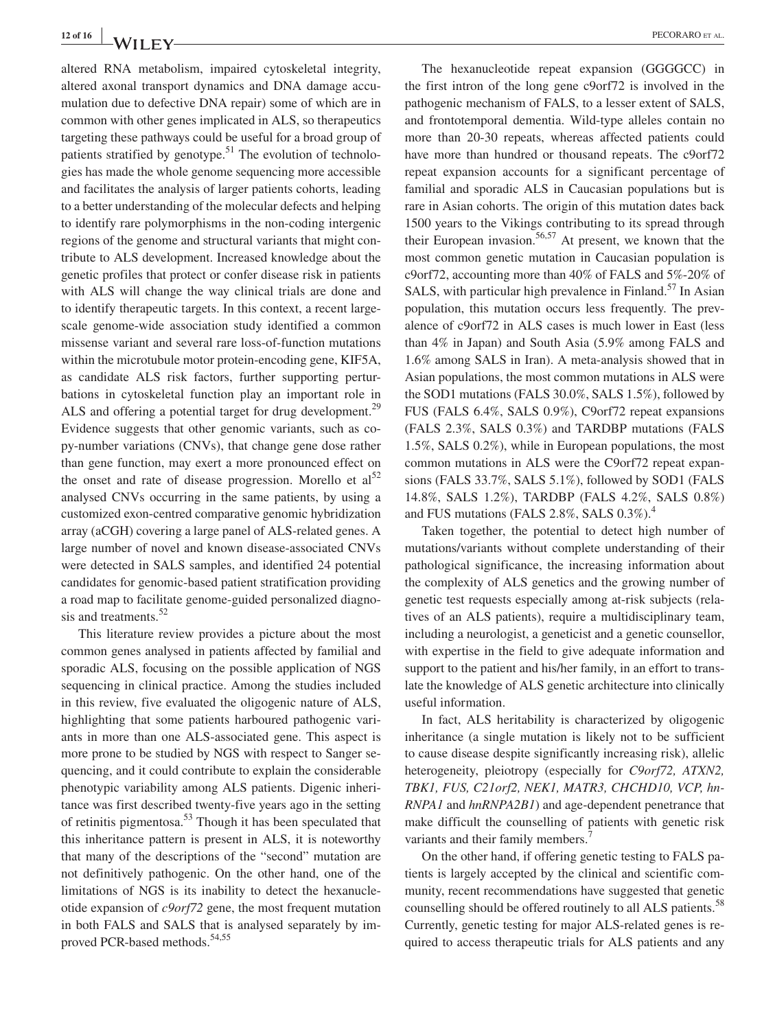altered RNA metabolism, impaired cytoskeletal integrity, altered axonal transport dynamics and DNA damage accumulation due to defective DNA repair) some of which are in common with other genes implicated in ALS, so therapeutics targeting these pathways could be useful for a broad group of patients stratified by genotype.[51] The evolution of technologies has made the whole genome sequencing more accessible and facilitates the analysis of larger patients cohorts, leading to a better understanding of the molecular defects and helping to identify rare polymorphisms in the non-coding intergenic regions of the genome and structural variants that might contribute to ALS development. Increased knowledge about the genetic profiles that protect or confer disease risk in patients with ALS will change the way clinical trials are done and to identify therapeutic targets. In this context, a recent large-scale genome-wide association study identified a common missense variant and several rare loss-of-function mutations within the microtubule motor protein-encoding gene, KIF5A, as candidate ALS risk factors, further supporting perturbations in cytoskeletal function play an important role in ALS and offering a potential target for drug development.[29] Evidence suggests that other genomic variants, such as copy-number variations (CNVs), that change gene dose rather than gene function, may exert a more pronounced effect on the onset and rate of disease progression. Morello et al[52] analysed CNVs occurring in the same patients, by using a customized exon-centred comparative genomic hybridization array (aCGH) covering a large panel of ALS-related genes. A large number of novel and known disease-associated CNVs were detected in SALS samples, and identified 24 potential candidates for genomic-based patient stratification providing a road map to facilitate genome-guided personalized diagnosis and treatments.[52]

This literature review provides a picture about the most common genes analysed in patients affected by familial and sporadic ALS, focusing on the possible application of NGS sequencing in clinical practice. Among the studies included in this review, five evaluated the oligogenic nature of ALS, highlighting that some patients harboured pathogenic variants in more than one ALS-associated gene. This aspect is more prone to be studied by NGS with respect to Sanger sequencing, and it could contribute to explain the considerable phenotypic variability among ALS patients. Digenic inheritance was first described twenty-five years ago in the setting of retinitis pigmentosa.[53] Though it has been speculated that this inheritance pattern is present in ALS, it is noteworthy that many of the descriptions of the "second" mutation are not definitively pathogenic. On the other hand, one of the limitations of NGS is its inability to detect the hexanucleotide expansion of *c9orf72* gene, the most frequent mutation in both FALS and SALS that is analysed separately by improved PCR-based methods.[54,55]

The hexanucleotide repeat expansion (GGGGCC) in the first intron of the long gene c9orf72 is involved in the pathogenic mechanism of FALS, to a lesser extent of SALS, and frontotemporal dementia. Wild-type alleles contain no more than 20-30 repeats, whereas affected patients could have more than hundred or thousand repeats. The c9orf72 repeat expansion accounts for a significant percentage of familial and sporadic ALS in Caucasian populations but is rare in Asian cohorts. The origin of this mutation dates back 1500 years to the Vikings contributing to its spread through their European invasion.[56,57] At present, we known that the most common genetic mutation in Caucasian population is c9orf72, accounting more than 40% of FALS and 5%-20% of SALS, with particular high prevalence in Finland.[57] In Asian population, this mutation occurs less frequently. The prevalence of c9orf72 in ALS cases is much lower in East (less than 4% in Japan) and South Asia (5.9% among FALS and 1.6% among SALS in Iran). A meta-analysis showed that in Asian populations, the most common mutations in ALS were the SOD1 mutations (FALS 30.0%, SALS 1.5%), followed by FUS (FALS 6.4%, SALS 0.9%), C9orf72 repeat expansions (FALS 2.3%, SALS 0.3%) and TARDBP mutations (FALS 1.5%, SALS 0.2%), while in European populations, the most common mutations in ALS were the C9orf72 repeat expansions (FALS 33.7%, SALS 5.1%), followed by SOD1 (FALS 14.8%, SALS 1.2%), TARDBP (FALS 4.2%, SALS 0.8%) and FUS mutations (FALS 2.8%, SALS 0.3%).[4]

Taken together, the potential to detect high number of mutations/variants without complete understanding of their pathological significance, the increasing information about the complexity of ALS genetics and the growing number of genetic test requests especially among at-risk subjects (relatives of an ALS patients), require a multidisciplinary team, including a neurologist, a geneticist and a genetic counsellor, with expertise in the field to give adequate information and support to the patient and his/her family, in an effort to translate the knowledge of ALS genetic architecture into clinically useful information.

In fact, ALS heritability is characterized by oligogenic inheritance (a single mutation is likely not to be sufficient to cause disease despite significantly increasing risk), allelic heterogeneity, pleitropy (especially for *C9orf72, ATXN2, TBK1, FUS, C21orf2, NEK1, MATR3, CHCHD10, VCP, hnRNPA1* and *hnRNPA2B1*) and age-dependent penetrance that make difficult the counselling of patients with genetic risk variants and their family members.[7]

On the other hand, if offering genetic testing to FALS patients is largely accepted by the clinical and scientific community, recent recommendations have suggested that genetic counselling should be offered routinely to all ALS patients.[58] Currently, genetic testing for major ALS-related genes is required to access therapeutic trials for ALS patients and any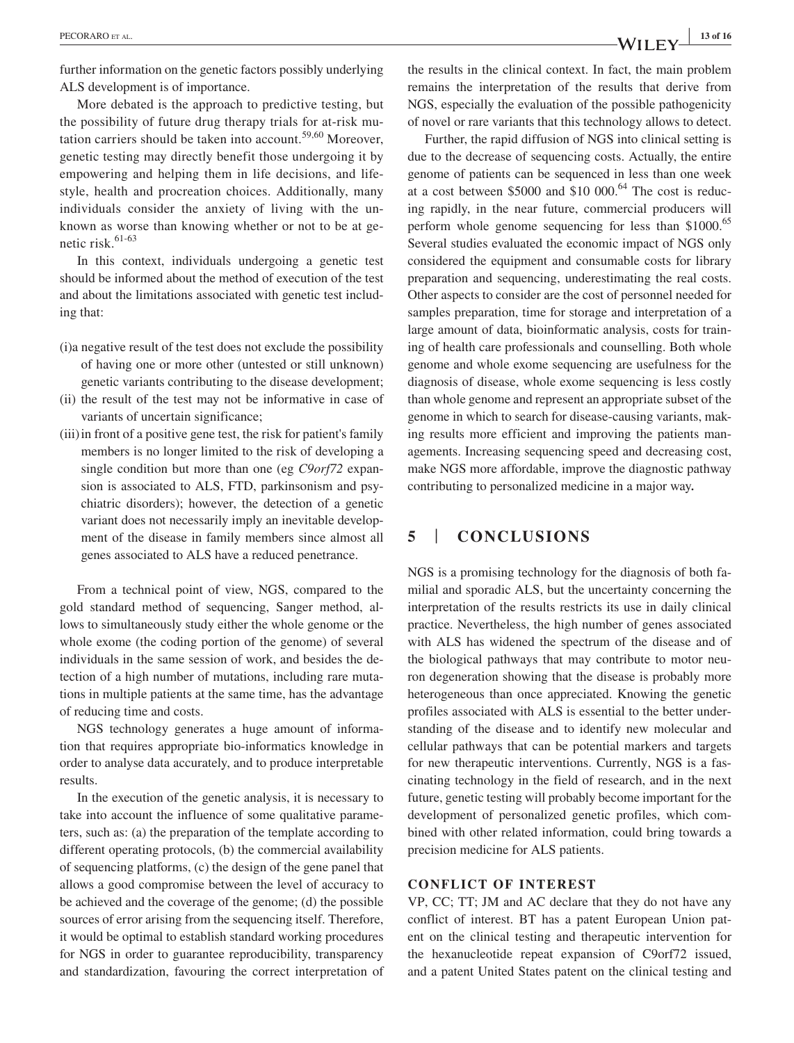further information on the genetic factors possibly underlying ALS development is of importance.

More debated is the approach to predictive testing, but the possibility of future drug therapy trials for at-risk mutation carriers should be taken into account.[59,60] Moreover, genetic testing may directly benefit those undergoing it by empowering and helping them in life decisions, and lifestyle, health and procreation choices. Additionally, many individuals consider the anxiety of living with the unknown as worse than knowing whether or not to be at genetic risk.[61-63]

In this context, individuals undergoing a genetic test should be informed about the method of execution of the test and about the limitations associated with genetic test including that:

- (i) a negative result of the test does not exclude the possibility of having one or more other (untested or still unknown) genetic variants contributing to the disease development;
- (ii) the result of the test may not be informative in case of variants of uncertain significance;
- (iii) in front of a positive gene test, the risk for patient's family members is no longer limited to the risk of developing a single condition but more than one (eg *C9orf72* expansion is associated to ALS, FTD, parkinsonism and psychiatric disorders); however, the detection of a genetic variant does not necessarily imply an inevitable development of the disease in family members since almost all genes associated to ALS have a reduced penetrance.

From a technical point of view, NGS, compared to the gold standard method of sequencing, Sanger method, allows to simultaneously study either the whole genome or the whole exome (the coding portion of the genome) of several individuals in the same session of work, and besides the detection of a high number of mutations, including rare mutations in multiple patients at the same time, has the advantage of reducing time and costs.

NGS technology generates a huge amount of information that requires appropriate bio-informatics knowledge in order to analyse data accurately, and to produce interpretable results.

In the execution of the genetic analysis, it is necessary to take into account the influence of some qualitative parameters, such as: (a) the preparation of the template according to different operating protocols, (b) the commercial availability of sequencing platforms, (c) the design of the gene panel that allows a good compromise between the level of accuracy to be achieved and the coverage of the genome; (d) the possible sources of error arising from the sequencing itself. Therefore, it would be optimal to establish standard working procedures for NGS in order to guarantee reproducibility, transparency and standardization, favouring the correct interpretation of the results in the clinical context. In fact, the main problem remains the interpretation of the results that derive from NGS, especially the evaluation of the possible pathogenicity of novel or rare variants that this technology allows to detect.

Further, the rapid diffusion of NGS into clinical setting is due to the decrease of sequencing costs. Actually, the entire genome of patients can be sequenced in less than one week at a cost between $5000 and $10 000.[64] The cost is reducing rapidly, in the near future, commercial producers will perform whole genome sequencing for less than $1000.[65] Several studies evaluated the economic impact of NGS only considered the equipment and consumable costs for library preparation and sequencing, underestimating the real costs. Other aspects to consider are the cost of personnel needed for samples preparation, time for storage and interpretation of a large amount of data, bioinformatic analysis, costs for training of health care professionals and counselling. Both whole genome and whole exome sequencing are usefulness for the diagnosis of disease, whole exome sequencing is less costly than whole genome and represent an appropriate subset of the genome in which to search for disease-causing variants, making results more efficient and improving the patients managements. Increasing sequencing speed and decreasing cost, make NGS more affordable, improve the diagnostic pathway contributing to personalized medicine in a major way.

## 5 | CONCLUSIONS

NGS is a promising technology for the diagnosis of both familial and sporadic ALS, but the uncertainty concerning the interpretation of the results restricts its use in daily clinical practice. Nevertheless, the high number of genes associated with ALS has widened the spectrum of the disease and of the biological pathways that may contribute to motor neuron degeneration showing that the disease is probably more heterogeneous than once appreciated. Knowing the genetic profiles associated with ALS is essential to the better understanding of the disease and to identify new molecular and cellular pathways that can be potential markers and targets for new therapeutic interventions. Currently, NGS is a fascinating technology in the field of research, and in the next future, genetic testing will probably become important for the development of personalized genetic profiles, which combined with other related information, could bring towards a precision medicine for ALS patients.

### CONFLICT OF INTEREST

VP, CC; TT; JM and AC declare that they do not have any conflict of interest. BT has a patent European Union patent on the clinical testing and therapeutic intervention for the hexanucleotide repeat expansion of C9orf72 issued, and a patent United States patent on the clinical testing and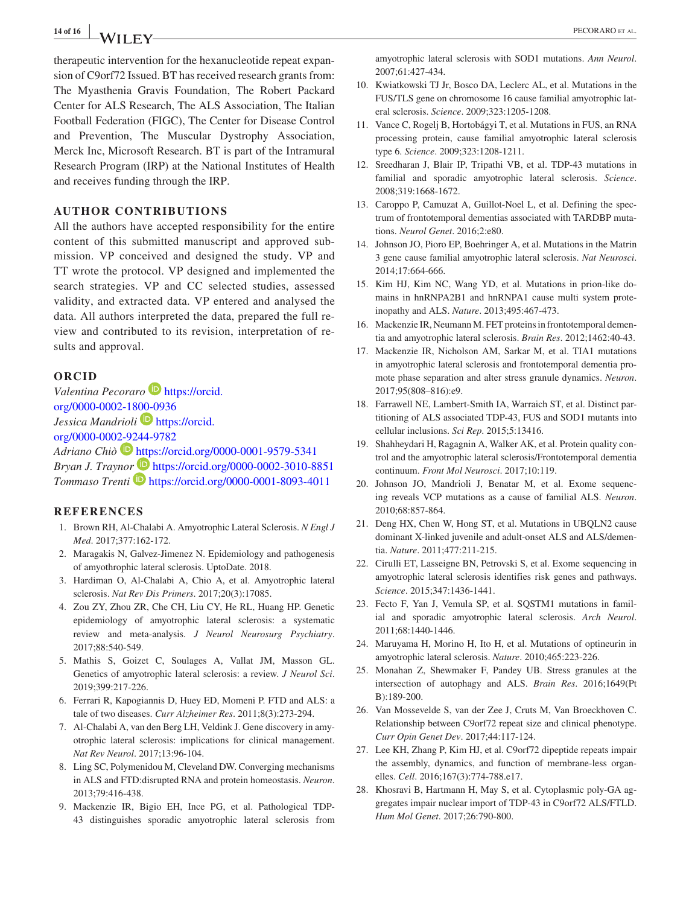therapeutic intervention for the hexanucleotide repeat expansion of C9orf72 Issued. BT has received research grants from: The Myasthenia Gravis Foundation, The Robert Packard Center for ALS Research, The ALS Association, The Italian Football Federation (FIGC), The Center for Disease Control and Prevention, The Muscular Dystrophy Association, Merck Inc, Microsoft Research. BT is part of the Intramural Research Program (IRP) at the National Institutes of Health and receives funding through the IRP.

## AUTHOR CONTRIBUTIONS

All the authors have accepted responsibility for the entire content of this submitted manuscript and approved submission. VP conceived and designed the study. VP and TT wrote the protocol. VP designed and implemented the search strategies. VP and CC selected studies, assessed validity, and extracted data. VP entered and analysed the data. All authors interpreted the data, prepared the full review and contributed to its revision, interpretation of results and approval.

## ORCID

*Valentina Pecoraro* https://orcid.org/0000-0002-1800-0936
*Jessica Mandrioli* https://orcid.org/0000-0002-9244-9782
*Adriano Chiò* https://orcid.org/0000-0001-9579-5341
*Bryan J. Traynor* https://orcid.org/0000-0002-3010-8851
*Tommaso Trenti* https://orcid.org/0000-0001-8093-4011

## REFERENCES

1. Brown RH, Al-Chalabi A. Amyotrophic Lateral Sclerosis. *N Engl J Med*. 2017;377:162-172.
2. Maragakis N, Galvez-Jimenez N. Epidemiology and pathogenesis of amyothrophic lateral sclerosis. UptoDate. 2018.
3. Hardiman O, Al-Chalabi A, Chio A, et al. Amyotrophic lateral sclerosis. *Nat Rev Dis Primers*. 2017;20(3):17085.
4. Zou ZY, Zhou ZR, Che CH, Liu CY, He RL, Huang HP. Genetic epidemiology of amyotrophic lateral sclerosis: a systematic review and meta-analysis. *J Neurol Neurosurg Psychiatry*. 2017;88:540-549.
5. Mathis S, Goizet C, Soulages A, Vallat JM, Masson GL. Genetics of amyotrophic lateral sclerosis: a review. *J Neurol Sci*. 2019;399:217-226.
6. Ferrari R, Kapogiannis D, Huey ED, Momeni P. FTD and ALS: a tale of two diseases. *Curr Alzheimer Res*. 2011;8(3):273-294.
7. Al-Chalabi A, van den Berg LH, Veldink J. Gene discovery in amyotrophic lateral sclerosis: implications for clinical management. *Nat Rev Neurol*. 2017;13:96-104.
8. Ling SC, Polymenidou M, Cleveland DW. Converging mechanisms in ALS and FTD:disrupted RNA and protein homeostasis. *Neuron*. 2013;79:416-438.
9. Mackenzie IR, Bigio EH, Ince PG, et al. Pathological TDP-43 distinguishes sporadic amyotrophic lateral sclerosis from amyotrophic lateral sclerosis with SOD1 mutations. *Ann Neurol*. 2007;61:427-434.
10. Kwiatkowski TJ Jr, Bosco DA, Leclerc AL, et al. Mutations in the FUS/TLS gene on chromosome 16 cause familial amyotrophic lateral sclerosis. *Science*. 2009;323:1205-1208.
11. Vance C, Rogelj B, Hortobágyi T, et al. Mutations in FUS, an RNA processing protein, cause familial amyotrophic lateral sclerosis type 6. *Science*. 2009;323:1208-1211.
12. Sreedharan J, Blair IP, Tripathi VB, et al. TDP-43 mutations in familial and sporadic amyotrophic lateral sclerosis. *Science*. 2008;319:1668-1672.
13. Caroppo P, Camuzat A, Guillot-Noel L, et al. Defining the spectrum of frontotemporal dementias associated with TARDBP mutations. *Neurol Genet*. 2016;2:e80.
14. Johnson JO, Pioro EP, Boehringer A, et al. Mutations in the Matrin 3 gene cause familial amyotrophic lateral sclerosis. *Nat Neurosci*. 2014;17:664-666.
15. Kim HJ, Kim NC, Wang YD, et al. Mutations in prion-like domains in hnRNPA2B1 and hnRNPA1 cause multi system proteinopathy and ALS. *Nature*. 2013;495:467-473.
16. Mackenzie IR, Neumann M. FET proteins in frontotemporal dementia and amyotrophic lateral sclerosis. *Brain Res*. 2012;1462:40-43.
17. Mackenzie IR, Nicholson AM, Sarkar M, et al. TIA1 mutations in amyotrophic lateral sclerosis and frontotemporal dementia promote phase separation and alter stress granule dynamics. *Neuron*. 2017;95(808–816):e9.
18. Farrawell NE, Lambert-Smith IA, Warraich ST, et al. Distinct partitioning of ALS associated TDP-43, FUS and SOD1 mutants into cellular inclusions. *Sci Rep*. 2015;5:13416.
19. Shahheydari H, Ragagnin A, Walker AK, et al. Protein quality control and the amyotrophic lateral sclerosis/Frontotemporal dementia continuum. *Front Mol Neurosci*. 2017;10:119.
20. Johnson JO, Mandrioli J, Benatar M, et al. Exome sequencing reveals VCP mutations as a cause of familial ALS. *Neuron*. 2010;68:857-864.
21. Deng HX, Chen W, Hong ST, et al. Mutations in UBQLN2 cause dominant X-linked juvenile and adult-onset ALS and ALS/dementia. *Nature*. 2011;477:211-215.
22. Cirulli ET, Lasseigne BN, Petrovski S, et al. Exome sequencing in amyotrophic lateral sclerosis identifies risk genes and pathways. *Science*. 2015;347:1436-1441.
23. Fecto F, Yan J, Vemula SP, et al. SQSTM1 mutations in familial and sporadic amyotrophic lateral sclerosis. *Arch Neurol*. 2011;68:1440-1446.
24. Maruyama H, Morino H, Ito H, et al. Mutations of optineurin in amyotrophic lateral sclerosis. *Nature*. 2010;465:223-226.
25. Monahan Z, Shewmaker F, Pandey UB. Stress granules at the intersection of autophagy and ALS. *Brain Res*. 2016;1649(Pt B):189-200.
26. Van Mossevelde S, van der Zee J, Cruts M, Van Broeckhoven C. Relationship between C9orf72 repeat size and clinical phenotype. *Curr Opin Genet Dev*. 2017;44:117-124.
27. Lee KH, Zhang P, Kim HJ, et al. C9orf72 dipeptide repeats impair the assembly, dynamics, and function of membrane-less organelles. *Cell*. 2016;167(3):774-788.e17.
28. Khosravi B, Hartmann H, May S, et al. Cytoplasmic poly-GA aggregates impair nuclear import of TDP-43 in C9orf72 ALS/FTLD. *Hum Mol Genet*. 2017;26:790-800.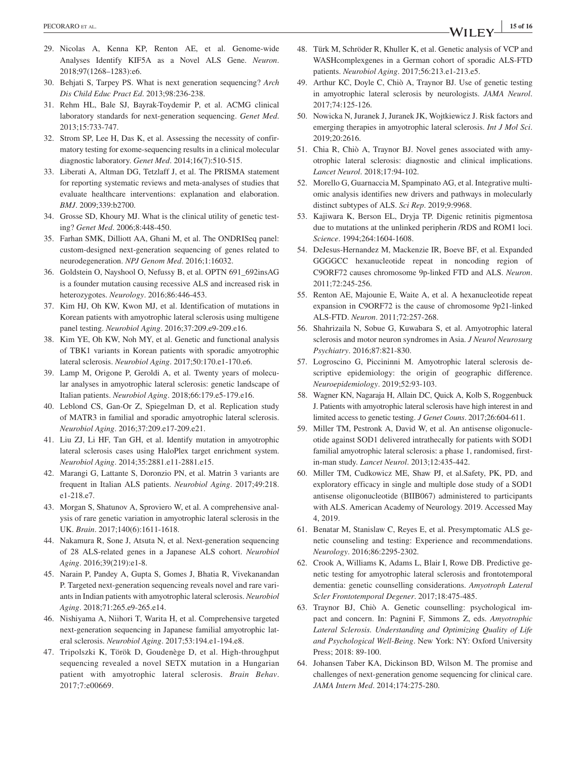29. Nicolas A, Kenna KP, Renton AE, et al. Genome-wide Analyses Identify KIF5A as a Novel ALS Gene. *Neuron*. 2018;97(1268–1283):e6.
30. Behjati S, Tarpey PS. What is next generation sequencing? *Arch Dis Child Educ Pract Ed*. 2013;98:236-238.
31. Rehm HL, Bale SJ, Bayrak-Toydemir P, et al. ACMG clinical laboratory standards for next-generation sequencing. *Genet Med*. 2013;15:733-747.
32. Strom SP, Lee H, Das K, et al. Assessing the necessity of confirmatory testing for exome-sequencing results in a clinical molecular diagnostic laboratory. *Genet Med*. 2014;16(7):510-515.
33. Liberati A, Altman DG, Tetzlaff J, et al. The PRISMA statement for reporting systematic reviews and meta-analyses of studies that evaluate healthcare interventions: explanation and elaboration. *BMJ*. 2009;339:b2700.
34. Grosse SD, Khoury MJ. What is the clinical utility of genetic testing? *Genet Med*. 2006;8:448-450.
35. Farhan SMK, Dilliott AA, Ghani M, et al. The ONDRISeq panel: custom-designed next-generation sequencing of genes related to neurodegeneration. *NPJ Genom Med*. 2016;1:16032.
36. Goldstein O, Nayshool O, Nefussy B, et al. OPTN 691_692insAG is a founder mutation causing recessive ALS and increased risk in heterozygotes. *Neurology*. 2016;86:446-453.
37. Kim HJ, Oh KW, Kwon MJ, et al. Identification of mutations in Korean patients with amyotrophic lateral sclerosis using multigene panel testing. *Neurobiol Aging*. 2016;37:209.e9-209.e16.
38. Kim YE, Oh KW, Noh MY, et al. Genetic and functional analysis of TBK1 variants in Korean patients with sporadic amyotrophic lateral sclerosis. *Neurobiol Aging*. 2017;50:170.e1-170.e6.
39. Lamp M, Origone P, Geroldi A, et al. Twenty years of molecular analyses in amyotrophic lateral sclerosis: genetic landscape of Italian patients. *Neurobiol Aging*. 2018;66:179.e5-179.e16.
40. Leblond CS, Gan-Or Z, Spiegelman D, et al. Replication study of MATR3 in familial and sporadic amyotrophic lateral sclerosis. *Neurobiol Aging*. 2016;37:209.e17-209.e21.
41. Liu ZJ, Li HF, Tan GH, et al. Identify mutation in amyotrophic lateral sclerosis cases using HaloPlex target enrichment system. *Neurobiol Aging*. 2014;35:2881.e11-2881.e15.
42. Marangi G, Lattante S, Doronzio PN, et al. Matrin 3 variants are frequent in Italian ALS patients. *Neurobiol Aging*. 2017;49:218.e1-218.e7.
43. Morgan S, Shatunov A, Sproviero W, et al. A comprehensive analysis of rare genetic variation in amyotrophic lateral sclerosis in the UK. *Brain*. 2017;140(6):1611-1618.
44. Nakamura R, Sone J, Atsuta N, et al. Next-generation sequencing of 28 ALS-related genes in a Japanese ALS cohort. *Neurobiol Aging*. 2016;39(219):e1-8.
45. Narain P, Pandey A, Gupta S, Gomes J, Bhatia R, Vivekanandan P. Targeted next-generation sequencing reveals novel and rare variants in Indian patients with amyotrophic lateral sclerosis. *Neurobiol Aging*. 2018;71:265.e9-265.e14.
46. Nishiyama A, Niihori T, Warita H, et al. Comprehensive targeted next-generation sequencing in Japanese familial amyotrophic lateral sclerosis. *Neurobiol Aging*. 2017;53:194.e1-194.e8.
47. Tripolszki K, Török D, Goudenège D, et al. High-throughput sequencing revealed a novel SETX mutation in a Hungarian patient with amyotrophic lateral sclerosis. *Brain Behav*. 2017;7:e00669.
48. Türk M, Schröder R, Khuller K, et al. Genetic analysis of VCP and WASHcomplexgenes in a German cohort of sporadic ALS-FTD patients. *Neurobiol Aging*. 2017;56:213.e1-213.e5.
49. Arthur KC, Doyle C, Chiò A, Traynor BJ. Use of genetic testing in amyotrophic lateral sclerosis by neurologists. *JAMA Neurol*. 2017;74:125-126.
50. Nowicka N, Juranek J, Juranek JK, Wojtkiewicz J. Risk factors and emerging therapies in amyotrophic lateral sclerosis. *Int J Mol Sci*. 2019;20:2616.
51. Chia R, Chiò A, Traynor BJ. Novel genes associated with amyotrophic lateral sclerosis: diagnostic and clinical implications. *Lancet Neurol*. 2018;17:94-102.
52. Morello G, Guarnaccia M, Spampinato AG, et al. Integrative multi-omic analysis identifies new drivers and pathways in molecularly distinct subtypes of ALS. *Sci Rep*. 2019;9:9968.
53. Kajiwara K, Berson EL, Dryja TP. Digenic retinitis pigmentosa due to mutations at the unlinked peripherin /RDS and ROM1 loci. *Science*. 1994;264:1604-1608.
54. DeJesus-Hernandez M, Mackenzie IR, Boeve BF, et al. Expanded GGGGCC hexanucleotide repeat in noncoding region of C9ORF72 causes chromosome 9p-linked FTD and ALS. *Neuron*. 2011;72:245-256.
55. Renton AE, Majounie E, Waite A, et al. A hexanucleotide repeat expansion in C9ORF72 is the cause of chromosome 9p21-linked ALS-FTD. *Neuron*. 2011;72:257-268.
56. Shahrizaila N, Sobue G, Kuwabara S, et al. Amyotrophic lateral sclerosis and motor neuron syndromes in Asia. *J Neurol Neurosurg Psychiatry*. 2016;87:821-830.
57. Logroscino G, Piccininni M. Amyotrophic lateral sclerosis descriptive epidemiology: the origin of geographic difference. *Neuroepidemiology*. 2019;52:93-103.
58. Wagner KN, Nagaraja H, Allain DC, Quick A, Kolb S, Roggenbuck J. Patients with amyotrophic lateral sclerosis have high interest in and limited access to genetic testing. *J Genet Couns*. 2017;26:604-611.
59. Miller TM, Pestronk A, David W, et al. An antisense oligonucleotide against SOD1 delivered intrathecally for patients with SOD1 familial amyotrophic lateral sclerosis: a phase 1, randomised, first-in-man study. *Lancet Neurol*. 2013;12:435-442.
60. Miller TM, Cudkowicz ME, Shaw PJ, et al.Safety, PK, PD, and exploratory efficacy in single and multiple dose study of a SOD1 antisense oligonucleotide (BIIB067) administered to participants with ALS. American Academy of Neurology. 2019. Accessed May 4, 2019.
61. Benatar M, Stanislaw C, Reyes E, et al. Presymptomatic ALS genetic counseling and testing: Experience and recommendations. *Neurology*. 2016;86:2295-2302.
62. Crook A, Williams K, Adams L, Blair I, Rowe DB. Predictive genetic testing for amyotrophic lateral sclerosis and frontotemporal dementia: genetic counselling considerations. *Amyotroph Lateral Scler Frontotemporal Degener*. 2017;18:475-485.
63. Traynor BJ, Chiò A. Genetic counselling: psychological impact and concern. In: Pagnini F, Simmons Z, eds. *Amyotrophic Lateral Sclerosis. Understanding and Optimizing Quality of Life and Psychological Well-Being*. New York: NY: Oxford University Press; 2018: 89-100.
64. Johansen Taber KA, Dickinson BD, Wilson M. The promise and challenges of next-generation genome sequencing for clinical care. *JAMA Intern Med*. 2014;174:275-280.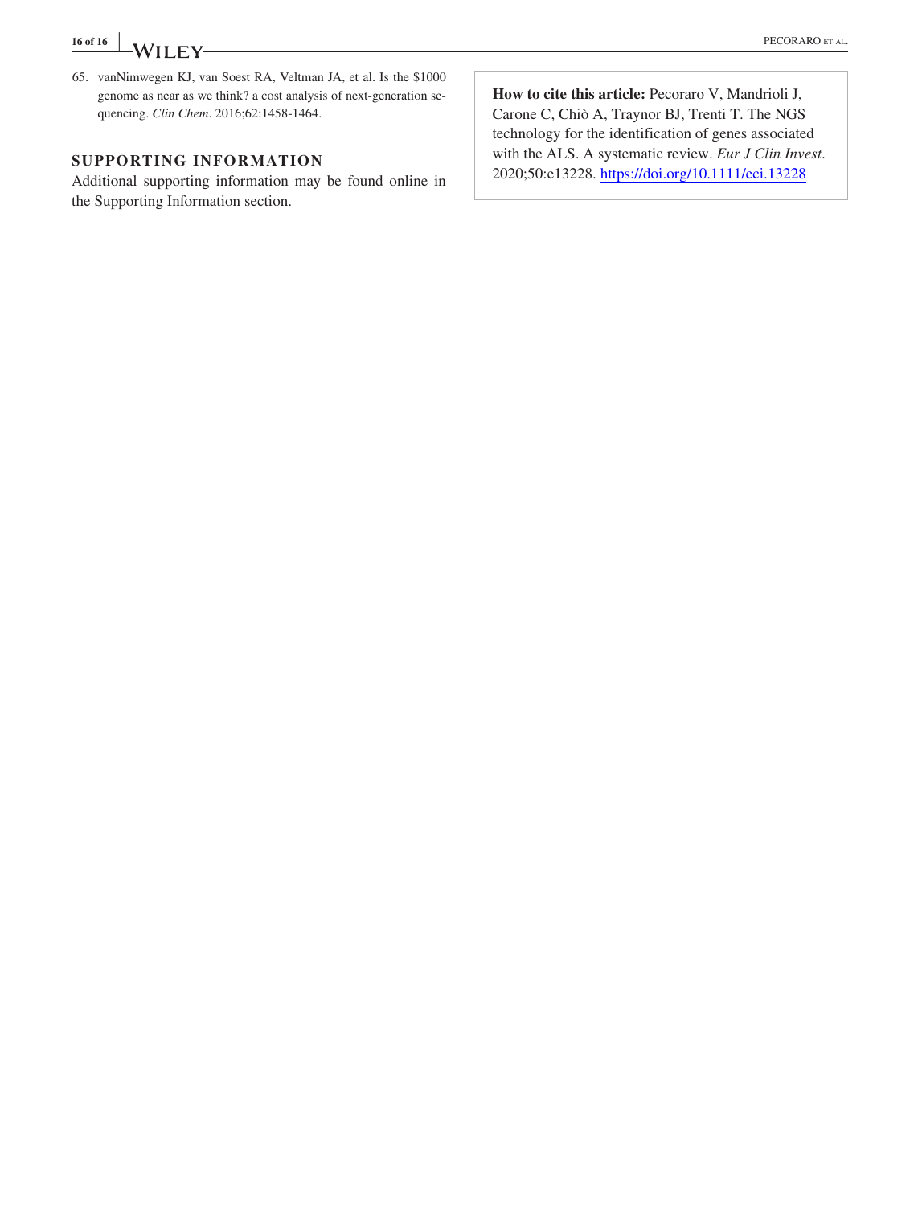65. vanNimwegen KJ, van Soest RA, Veltman JA, et al. Is the $1000 genome as near as we think? a cost analysis of next-generation sequencing. *Clin Chem*. 2016;62:1458-1464.

## SUPPORTING INFORMATION

Additional supporting information may be found online in the Supporting Information section.

**How to cite this article:** Pecoraro V, Mandrioli J, Carone C, Chiò A, Traynor BJ, Trenti T. The NGS technology for the identification of genes associated with the ALS. A systematic review. *Eur J Clin Invest*. 2020;50:e13228. https://doi.org/10.1111/eci.13228